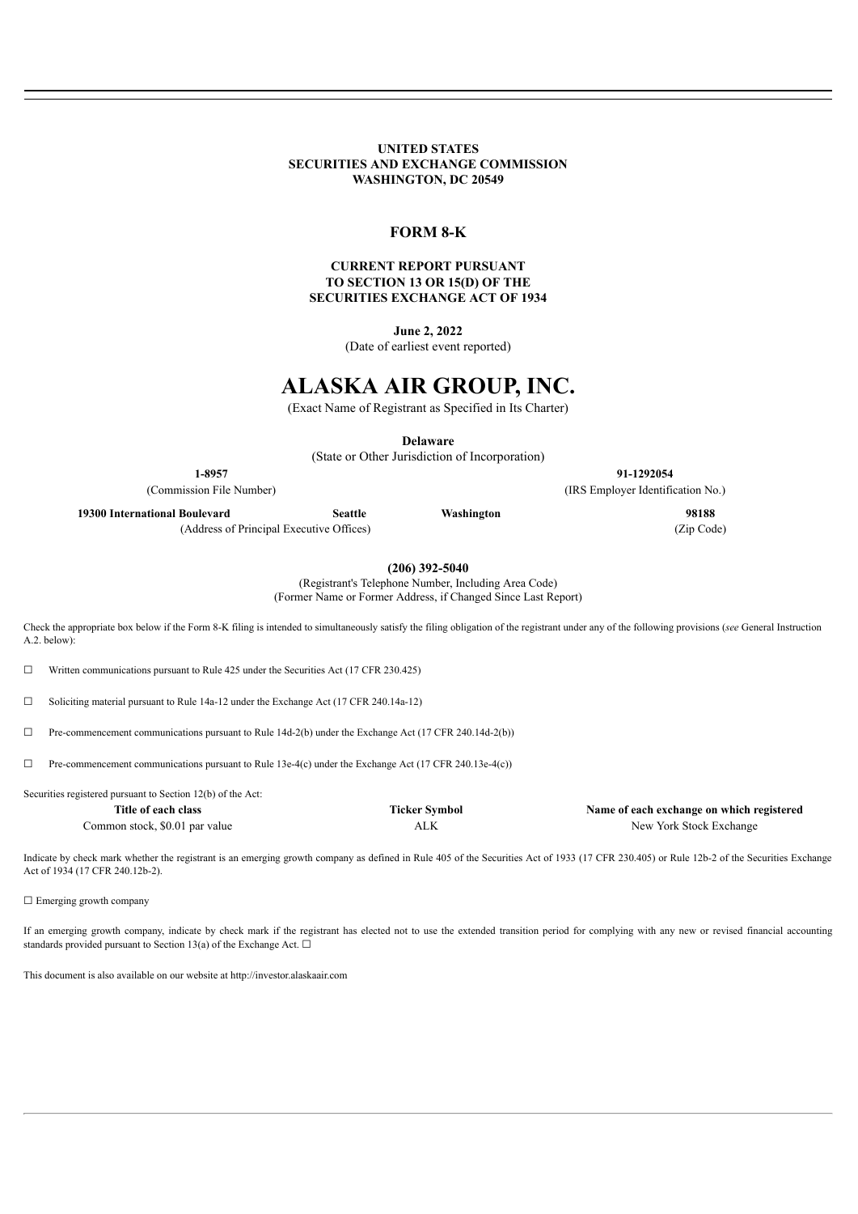**UNITED STATES**
**SECURITIES AND EXCHANGE COMMISSION**
**WASHINGTON, DC 20549**

# FORM 8-K

**CURRENT REPORT PURSUANT TO SECTION 13 OR 15(D) OF THE SECURITIES EXCHANGE ACT OF 1934**

**June 2, 2022**
(Date of earliest event reported)

# ALASKA AIR GROUP, INC.

(Exact Name of Registrant as Specified in Its Charter)

**Delaware**
(State or Other Jurisdiction of Incorporation)

| **1-8957** | **91-1292054** |
|---|---|
| (Commission File Number) | (IRS Employer Identification No.) |

| **19300 International Boulevard** | **Seattle** | **Washington** | **98188** |
|---|---|---|---|
| (Address of Principal Executive Offices) | | | (Zip Code) |

**(206) 392-5040**
(Registrant's Telephone Number, Including Area Code)
(Former Name or Former Address, if Changed Since Last Report)

Check the appropriate box below if the Form 8-K filing is intended to simultaneously satisfy the filing obligation of the registrant under any of the following provisions (*see* General Instruction A.2. below):

☐ Written communications pursuant to Rule 425 under the Securities Act (17 CFR 230.425)

☐ Soliciting material pursuant to Rule 14a-12 under the Exchange Act (17 CFR 240.14a-12)

☐ Pre-commencement communications pursuant to Rule 14d-2(b) under the Exchange Act (17 CFR 240.14d-2(b))

☐ Pre-commencement communications pursuant to Rule 13e-4(c) under the Exchange Act (17 CFR 240.13e-4(c))

Securities registered pursuant to Section 12(b) of the Act:

| Title of each class | Ticker Symbol | Name of each exchange on which registered |
|---|---|---|
| Common stock, $0.01 par value | ALK | New York Stock Exchange |

Indicate by check mark whether the registrant is an emerging growth company as defined in Rule 405 of the Securities Act of 1933 (17 CFR 230.405) or Rule 12b-2 of the Securities Exchange Act of 1934 (17 CFR 240.12b-2).

☐ Emerging growth company

If an emerging growth company, indicate by check mark if the registrant has elected not to use the extended transition period for complying with any new or revised financial accounting standards provided pursuant to Section 13(a) of the Exchange Act. ☐

This document is also available on our website at http://investor.alaskaair.com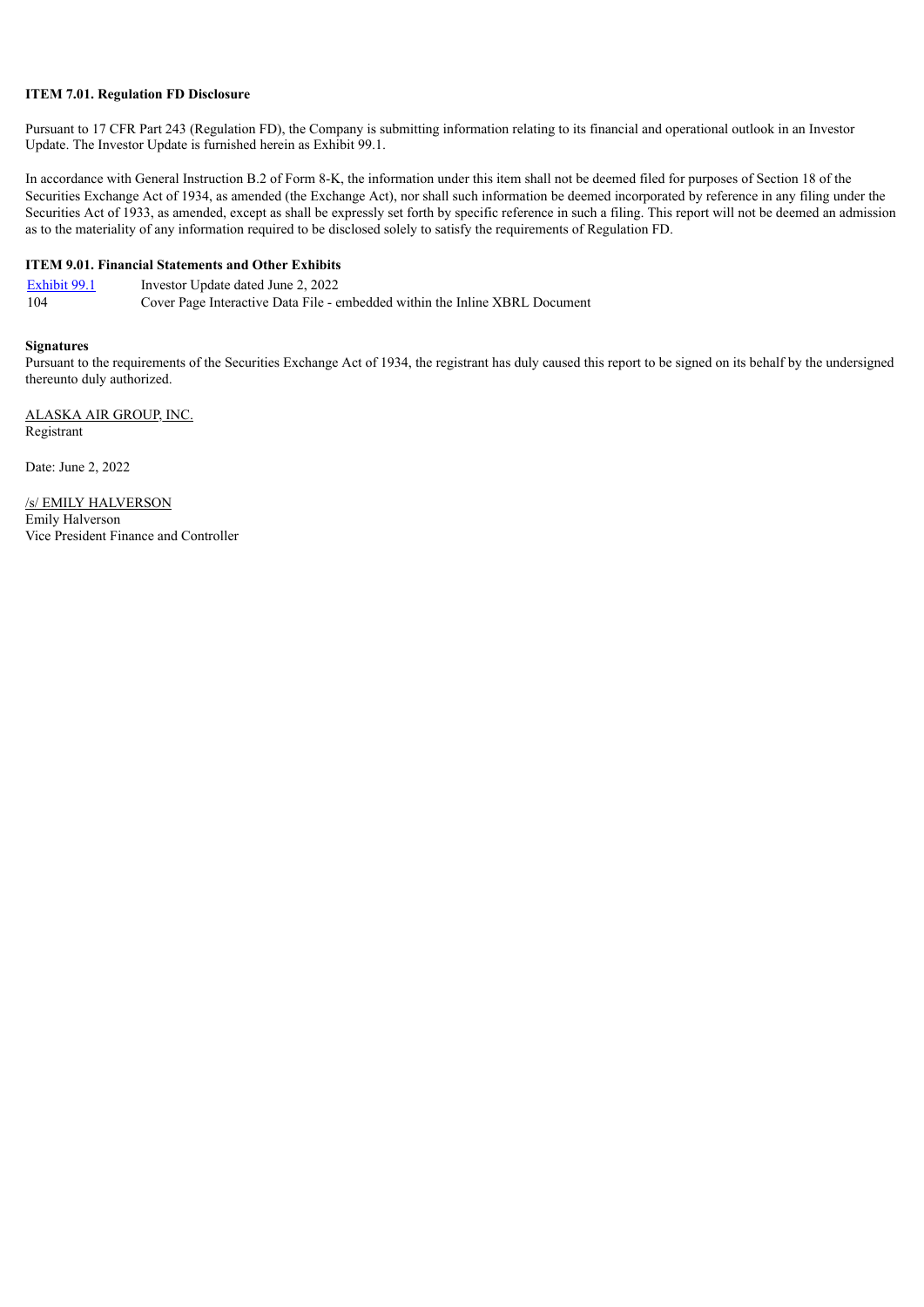**ITEM 7.01. Regulation FD Disclosure**

Pursuant to 17 CFR Part 243 (Regulation FD), the Company is submitting information relating to its financial and operational outlook in an Investor Update. The Investor Update is furnished herein as Exhibit 99.1.

In accordance with General Instruction B.2 of Form 8-K, the information under this item shall not be deemed filed for purposes of Section 18 of the Securities Exchange Act of 1934, as amended (the Exchange Act), nor shall such information be deemed incorporated by reference in any filing under the Securities Act of 1933, as amended, except as shall be expressly set forth by specific reference in such a filing. This report will not be deemed an admission as to the materiality of any information required to be disclosed solely to satisfy the requirements of Regulation FD.

**ITEM 9.01. Financial Statements and Other Exhibits**

| | |
|---|---|
| Exhibit 99.1 | Investor Update dated June 2, 2022 |
| 104 | Cover Page Interactive Data File - embedded within the Inline XBRL Document |

**Signatures**

Pursuant to the requirements of the Securities Exchange Act of 1934, the registrant has duly caused this report to be signed on its behalf by the undersigned thereunto duly authorized.

ALASKA AIR GROUP, INC.
Registrant

Date: June 2, 2022

/s/ EMILY HALVERSON
Emily Halverson
Vice President Finance and Controller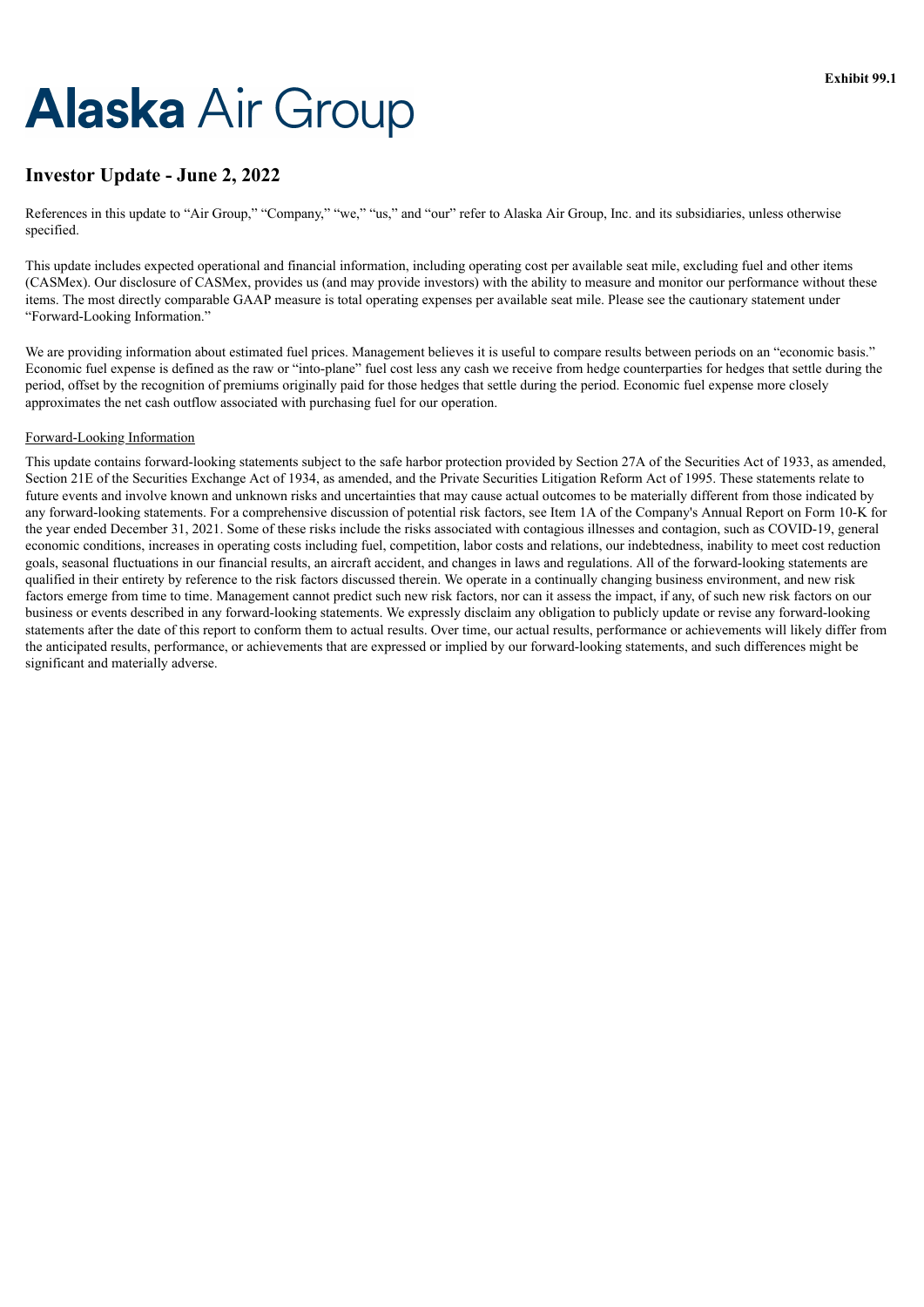Exhibit 99.1

# Alaska Air Group

## Investor Update - June 2, 2022

References in this update to "Air Group," "Company," "we," "us," and "our" refer to Alaska Air Group, Inc. and its subsidiaries, unless otherwise specified.

This update includes expected operational and financial information, including operating cost per available seat mile, excluding fuel and other items (CASMex). Our disclosure of CASMex, provides us (and may provide investors) with the ability to measure and monitor our performance without these items. The most directly comparable GAAP measure is total operating expenses per available seat mile. Please see the cautionary statement under "Forward-Looking Information."

We are providing information about estimated fuel prices. Management believes it is useful to compare results between periods on an "economic basis." Economic fuel expense is defined as the raw or "into-plane" fuel cost less any cash we receive from hedge counterparties for hedges that settle during the period, offset by the recognition of premiums originally paid for those hedges that settle during the period. Economic fuel expense more closely approximates the net cash outflow associated with purchasing fuel for our operation.

Forward-Looking Information

This update contains forward-looking statements subject to the safe harbor protection provided by Section 27A of the Securities Act of 1933, as amended, Section 21E of the Securities Exchange Act of 1934, as amended, and the Private Securities Litigation Reform Act of 1995. These statements relate to future events and involve known and unknown risks and uncertainties that may cause actual outcomes to be materially different from those indicated by any forward-looking statements. For a comprehensive discussion of potential risk factors, see Item 1A of the Company's Annual Report on Form 10-K for the year ended December 31, 2021. Some of these risks include the risks associated with contagious illnesses and contagion, such as COVID-19, general economic conditions, increases in operating costs including fuel, competition, labor costs and relations, our indebtedness, inability to meet cost reduction goals, seasonal fluctuations in our financial results, an aircraft accident, and changes in laws and regulations. All of the forward-looking statements are qualified in their entirety by reference to the risk factors discussed therein. We operate in a continually changing business environment, and new risk factors emerge from time to time. Management cannot predict such new risk factors, nor can it assess the impact, if any, of such new risk factors on our business or events described in any forward-looking statements. We expressly disclaim any obligation to publicly update or revise any forward-looking statements after the date of this report to conform them to actual results. Over time, our actual results, performance or achievements will likely differ from the anticipated results, performance, or achievements that are expressed or implied by our forward-looking statements, and such differences might be significant and materially adverse.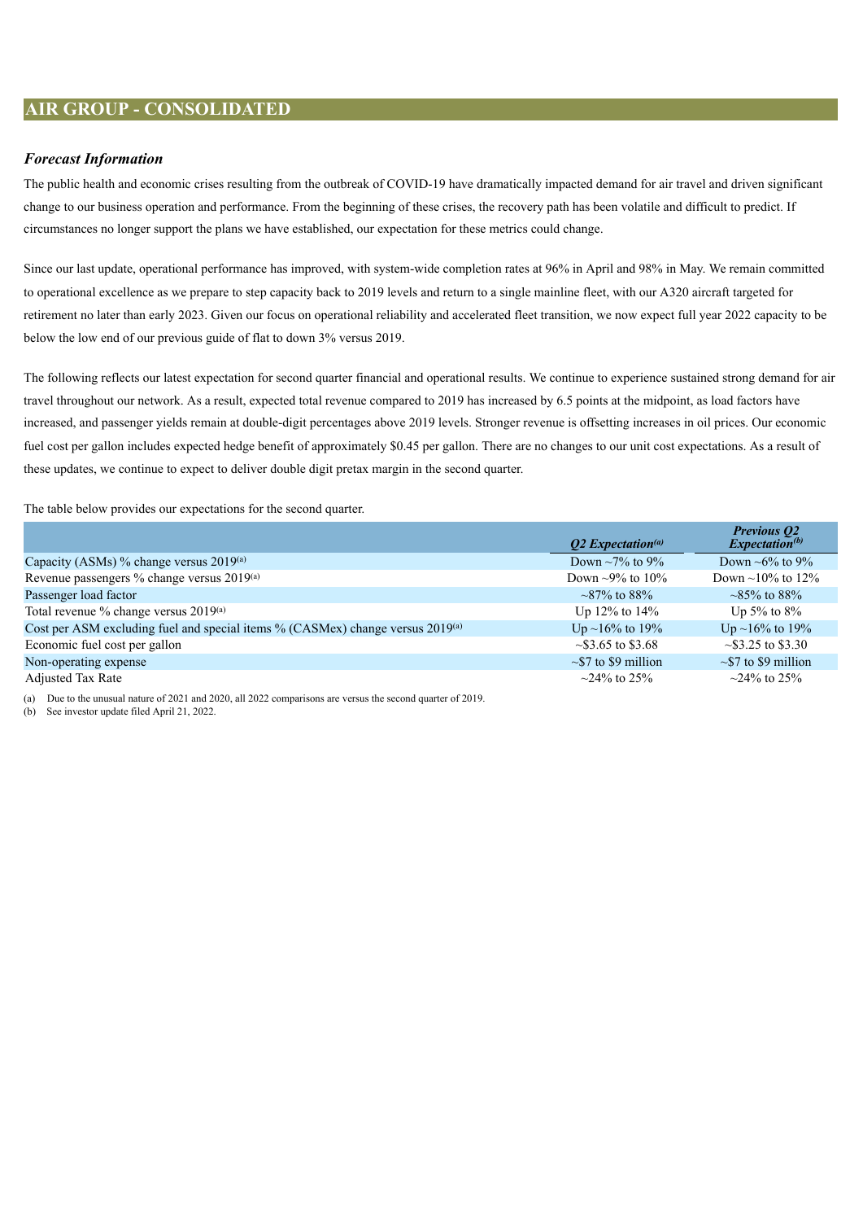## AIR GROUP - CONSOLIDATED

### *Forecast Information*

The public health and economic crises resulting from the outbreak of COVID-19 have dramatically impacted demand for air travel and driven significant change to our business operation and performance. From the beginning of these crises, the recovery path has been volatile and difficult to predict. If circumstances no longer support the plans we have established, our expectation for these metrics could change.

Since our last update, operational performance has improved, with system-wide completion rates at 96% in April and 98% in May. We remain committed to operational excellence as we prepare to step capacity back to 2019 levels and return to a single mainline fleet, with our A320 aircraft targeted for retirement no later than early 2023. Given our focus on operational reliability and accelerated fleet transition, we now expect full year 2022 capacity to be below the low end of our previous guide of flat to down 3% versus 2019.

The following reflects our latest expectation for second quarter financial and operational results. We continue to experience sustained strong demand for air travel throughout our network. As a result, expected total revenue compared to 2019 has increased by 6.5 points at the midpoint, as load factors have increased, and passenger yields remain at double-digit percentages above 2019 levels. Stronger revenue is offsetting increases in oil prices. Our economic fuel cost per gallon includes expected hedge benefit of approximately $0.45 per gallon. There are no changes to our unit cost expectations. As a result of these updates, we continue to expect to deliver double digit pretax margin in the second quarter.

The table below provides our expectations for the second quarter.

| | *Q2 Expectation*[(a)] | *Previous Q2 Expectation*[(b)] |
|---|---|---|
| Capacity (ASMs) % change versus 2019[(a)] | Down ~7% to 9% | Down ~6% to 9% |
| Revenue passengers % change versus 2019[(a)] | Down ~9% to 10% | Down ~10% to 12% |
| Passenger load factor | ~87% to 88% | ~85% to 88% |
| Total revenue % change versus 2019[(a)] | Up 12% to 14% | Up 5% to 8% |
| Cost per ASM excluding fuel and special items % (CASMex) change versus 2019[(a)] | Up ~16% to 19% | Up ~16% to 19% |
| Economic fuel cost per gallon | ~$3.65 to $3.68 | ~$3.25 to $3.30 |
| Non-operating expense | ~$7 to $9 million | ~$7 to $9 million |
| Adjusted Tax Rate | ~24% to 25% | ~24% to 25% |

(a) Due to the unusual nature of 2021 and 2020, all 2022 comparisons are versus the second quarter of 2019.

(b) See investor update filed April 21, 2022.